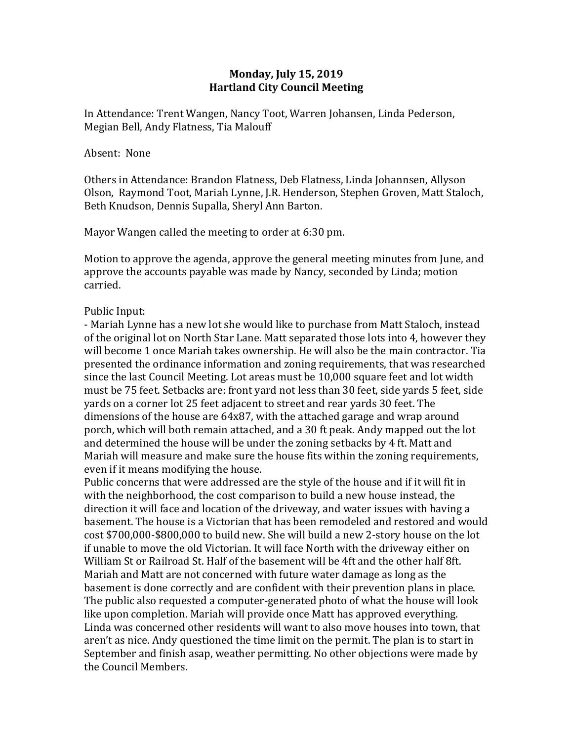**Monday, July 15, 2019**
**Hartland City Council Meeting**

In Attendance: Trent Wangen, Nancy Toot, Warren Johansen, Linda Pederson, Megian Bell, Andy Flatness, Tia Malouff

Absent: None

Others in Attendance: Brandon Flatness, Deb Flatness, Linda Johannsen, Allyson Olson, Raymond Toot, Mariah Lynne, J.R. Henderson, Stephen Groven, Matt Staloch, Beth Knudson, Dennis Supalla, Sheryl Ann Barton.

Mayor Wangen called the meeting to order at 6:30 pm.

Motion to approve the agenda, approve the general meeting minutes from June, and approve the accounts payable was made by Nancy, seconded by Linda; motion carried.

Public Input:

- Mariah Lynne has a new lot she would like to purchase from Matt Staloch, instead of the original lot on North Star Lane. Matt separated those lots into 4, however they will become 1 once Mariah takes ownership. He will also be the main contractor. Tia presented the ordinance information and zoning requirements, that was researched since the last Council Meeting. Lot areas must be 10,000 square feet and lot width must be 75 feet. Setbacks are: front yard not less than 30 feet, side yards 5 feet, side yards on a corner lot 25 feet adjacent to street and rear yards 30 feet. The dimensions of the house are 64x87, with the attached garage and wrap around porch, which will both remain attached, and a 30 ft peak. Andy mapped out the lot and determined the house will be under the zoning setbacks by 4 ft. Matt and Mariah will measure and make sure the house fits within the zoning requirements, even if it means modifying the house.

Public concerns that were addressed are the style of the house and if it will fit in with the neighborhood, the cost comparison to build a new house instead, the direction it will face and location of the driveway, and water issues with having a basement. The house is a Victorian that has been remodeled and restored and would cost $700,000-$800,000 to build new. She will build a new 2-story house on the lot if unable to move the old Victorian. It will face North with the driveway either on William St or Railroad St. Half of the basement will be 4ft and the other half 8ft. Mariah and Matt are not concerned with future water damage as long as the basement is done correctly and are confident with their prevention plans in place. The public also requested a computer-generated photo of what the house will look like upon completion. Mariah will provide once Matt has approved everything. Linda was concerned other residents will want to also move houses into town, that aren't as nice. Andy questioned the time limit on the permit. The plan is to start in September and finish asap, weather permitting. No other objections were made by the Council Members.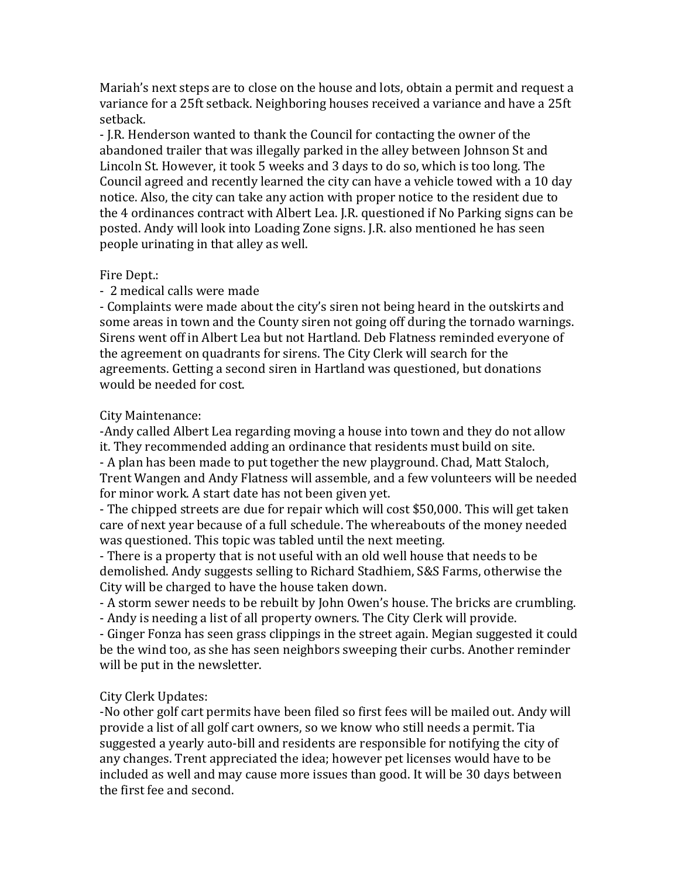Mariah's next steps are to close on the house and lots, obtain a permit and request a variance for a 25ft setback. Neighboring houses received a variance and have a 25ft setback.

- J.R. Henderson wanted to thank the Council for contacting the owner of the abandoned trailer that was illegally parked in the alley between Johnson St and Lincoln St. However, it took 5 weeks and 3 days to do so, which is too long. The Council agreed and recently learned the city can have a vehicle towed with a 10 day notice. Also, the city can take any action with proper notice to the resident due to the 4 ordinances contract with Albert Lea. J.R. questioned if No Parking signs can be posted. Andy will look into Loading Zone signs. J.R. also mentioned he has seen people urinating in that alley as well.

Fire Dept.:

- 2 medical calls were made
- Complaints were made about the city's siren not being heard in the outskirts and some areas in town and the County siren not going off during the tornado warnings. Sirens went off in Albert Lea but not Hartland. Deb Flatness reminded everyone of the agreement on quadrants for sirens. The City Clerk will search for the agreements. Getting a second siren in Hartland was questioned, but donations would be needed for cost.

City Maintenance:

- Andy called Albert Lea regarding moving a house into town and they do not allow it. They recommended adding an ordinance that residents must build on site.
- A plan has been made to put together the new playground. Chad, Matt Staloch, Trent Wangen and Andy Flatness will assemble, and a few volunteers will be needed for minor work. A start date has not been given yet.
- The chipped streets are due for repair which will cost $50,000. This will get taken care of next year because of a full schedule. The whereabouts of the money needed was questioned. This topic was tabled until the next meeting.
- There is a property that is not useful with an old well house that needs to be demolished. Andy suggests selling to Richard Stadhiem, S&S Farms, otherwise the City will be charged to have the house taken down.
- A storm sewer needs to be rebuilt by John Owen's house. The bricks are crumbling.
- Andy is needing a list of all property owners. The City Clerk will provide.
- Ginger Fonza has seen grass clippings in the street again. Megian suggested it could be the wind too, as she has seen neighbors sweeping their curbs. Another reminder will be put in the newsletter.

City Clerk Updates:

- No other golf cart permits have been filed so first fees will be mailed out. Andy will provide a list of all golf cart owners, so we know who still needs a permit. Tia suggested a yearly auto-bill and residents are responsible for notifying the city of any changes. Trent appreciated the idea; however pet licenses would have to be included as well and may cause more issues than good. It will be 30 days between the first fee and second.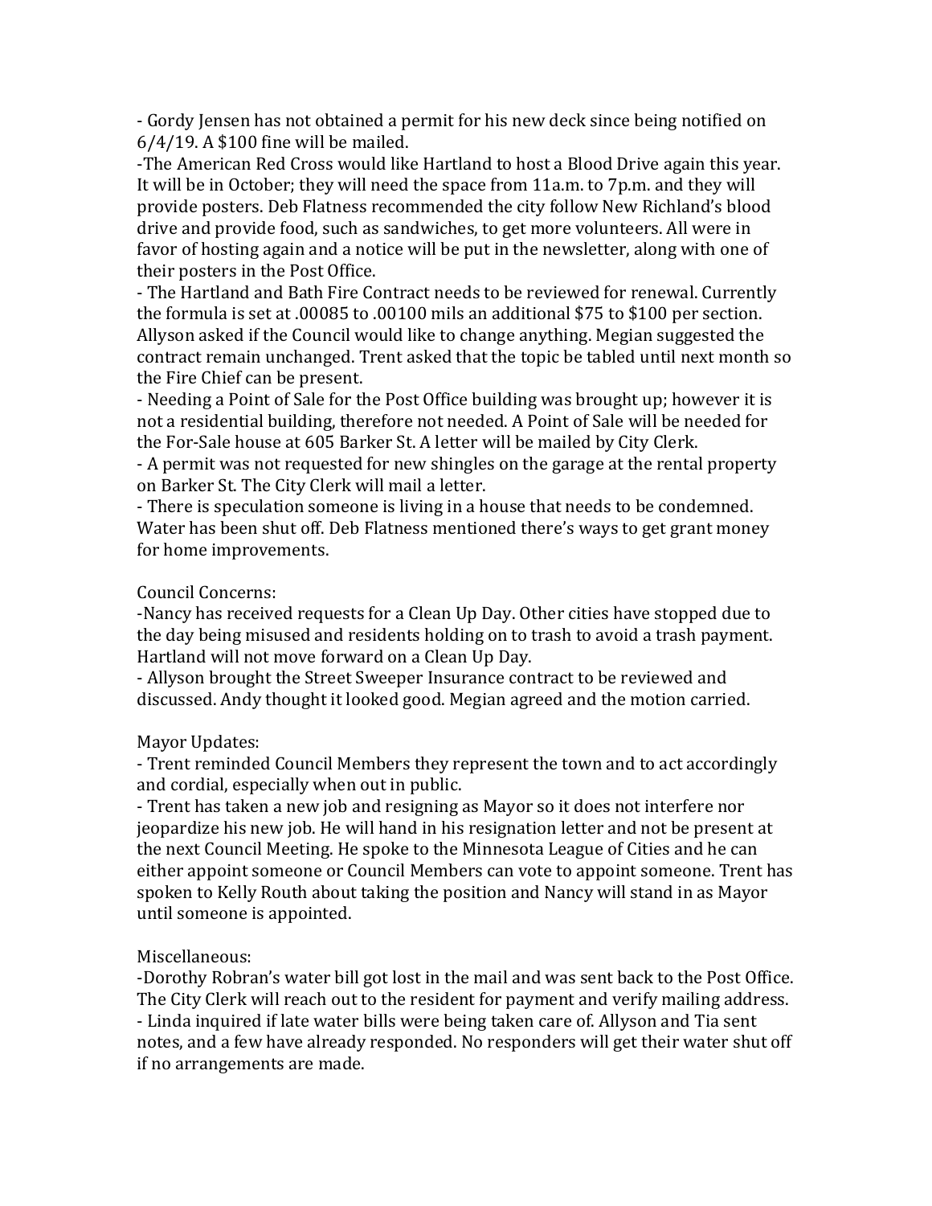- Gordy Jensen has not obtained a permit for his new deck since being notified on 6/4/19. A $100 fine will be mailed.

-The American Red Cross would like Hartland to host a Blood Drive again this year. It will be in October; they will need the space from 11a.m. to 7p.m. and they will provide posters. Deb Flatness recommended the city follow New Richland's blood drive and provide food, such as sandwiches, to get more volunteers. All were in favor of hosting again and a notice will be put in the newsletter, along with one of their posters in the Post Office.

- The Hartland and Bath Fire Contract needs to be reviewed for renewal. Currently the formula is set at .00085 to .00100 mils an additional $75 to $100 per section. Allyson asked if the Council would like to change anything. Megian suggested the contract remain unchanged. Trent asked that the topic be tabled until next month so the Fire Chief can be present.

- Needing a Point of Sale for the Post Office building was brought up; however it is not a residential building, therefore not needed. A Point of Sale will be needed for the For-Sale house at 605 Barker St. A letter will be mailed by City Clerk.

- A permit was not requested for new shingles on the garage at the rental property on Barker St. The City Clerk will mail a letter.

- There is speculation someone is living in a house that needs to be condemned. Water has been shut off. Deb Flatness mentioned there's ways to get grant money for home improvements.

Council Concerns:

-Nancy has received requests for a Clean Up Day. Other cities have stopped due to the day being misused and residents holding on to trash to avoid a trash payment. Hartland will not move forward on a Clean Up Day.

- Allyson brought the Street Sweeper Insurance contract to be reviewed and discussed. Andy thought it looked good. Megian agreed and the motion carried.

Mayor Updates:

- Trent reminded Council Members they represent the town and to act accordingly and cordial, especially when out in public.

- Trent has taken a new job and resigning as Mayor so it does not interfere nor jeopardize his new job. He will hand in his resignation letter and not be present at the next Council Meeting. He spoke to the Minnesota League of Cities and he can either appoint someone or Council Members can vote to appoint someone. Trent has spoken to Kelly Routh about taking the position and Nancy will stand in as Mayor until someone is appointed.

Miscellaneous:

-Dorothy Robran's water bill got lost in the mail and was sent back to the Post Office. The City Clerk will reach out to the resident for payment and verify mailing address.

- Linda inquired if late water bills were being taken care of. Allyson and Tia sent notes, and a few have already responded. No responders will get their water shut off if no arrangements are made.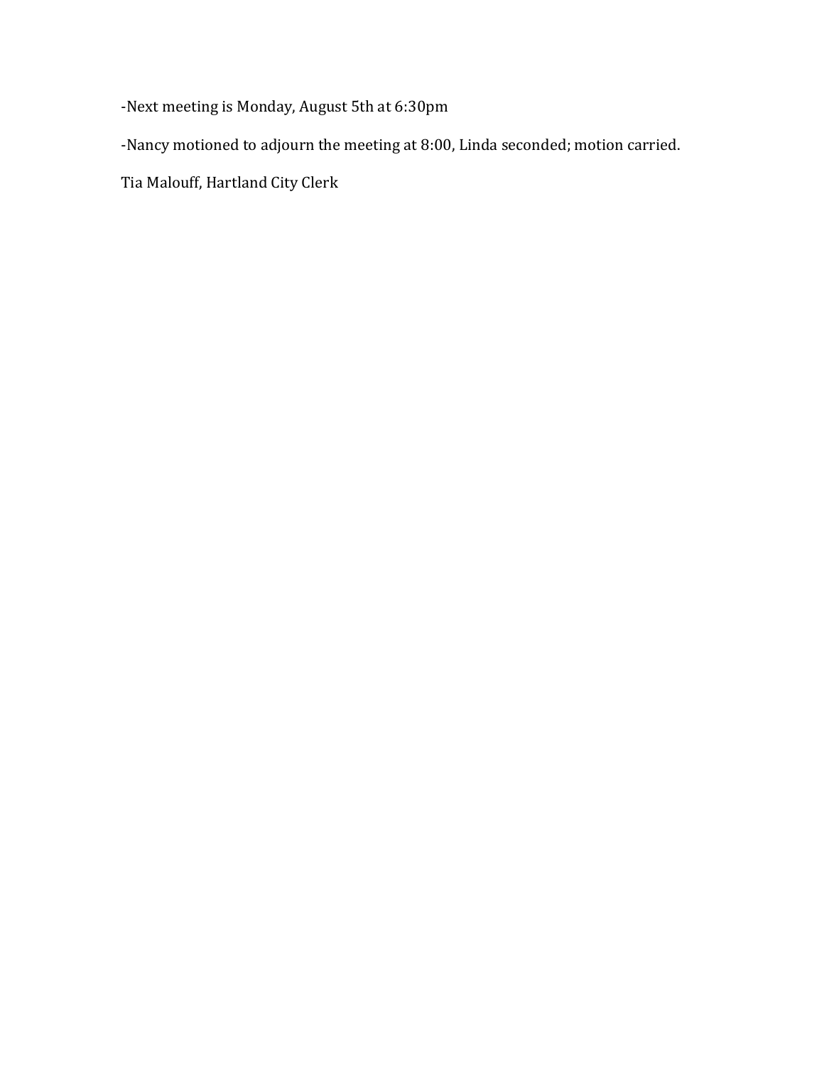-Next meeting is Monday, August 5th at 6:30pm

-Nancy motioned to adjourn the meeting at 8:00, Linda seconded; motion carried.

Tia Malouff, Hartland City Clerk